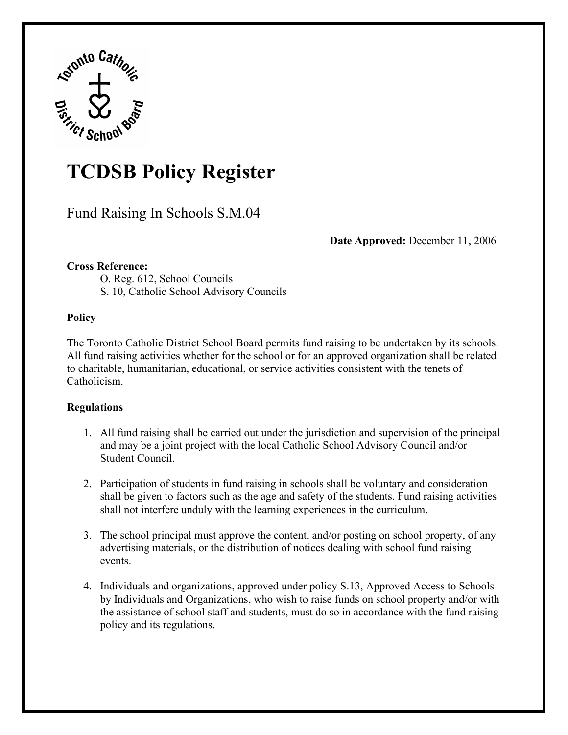# TCDSB Policy Register

## Fund Raising In Schools S.M.04

**Date Approved:** December 11, 2006

**Cross Reference:**

O. Reg. 612, School Councils
S. 10, Catholic School Advisory Councils

**Policy**

The Toronto Catholic District School Board permits fund raising to be undertaken by its schools. All fund raising activities whether for the school or for an approved organization shall be related to charitable, humanitarian, educational, or service activities consistent with the tenets of Catholicism.

**Regulations**

1. All fund raising shall be carried out under the jurisdiction and supervision of the principal and may be a joint project with the local Catholic School Advisory Council and/or Student Council.

2. Participation of students in fund raising in schools shall be voluntary and consideration shall be given to factors such as the age and safety of the students. Fund raising activities shall not interfere unduly with the learning experiences in the curriculum.

3. The school principal must approve the content, and/or posting on school property, of any advertising materials, or the distribution of notices dealing with school fund raising events.

4. Individuals and organizations, approved under policy S.13, Approved Access to Schools by Individuals and Organizations, who wish to raise funds on school property and/or with the assistance of school staff and students, must do so in accordance with the fund raising policy and its regulations.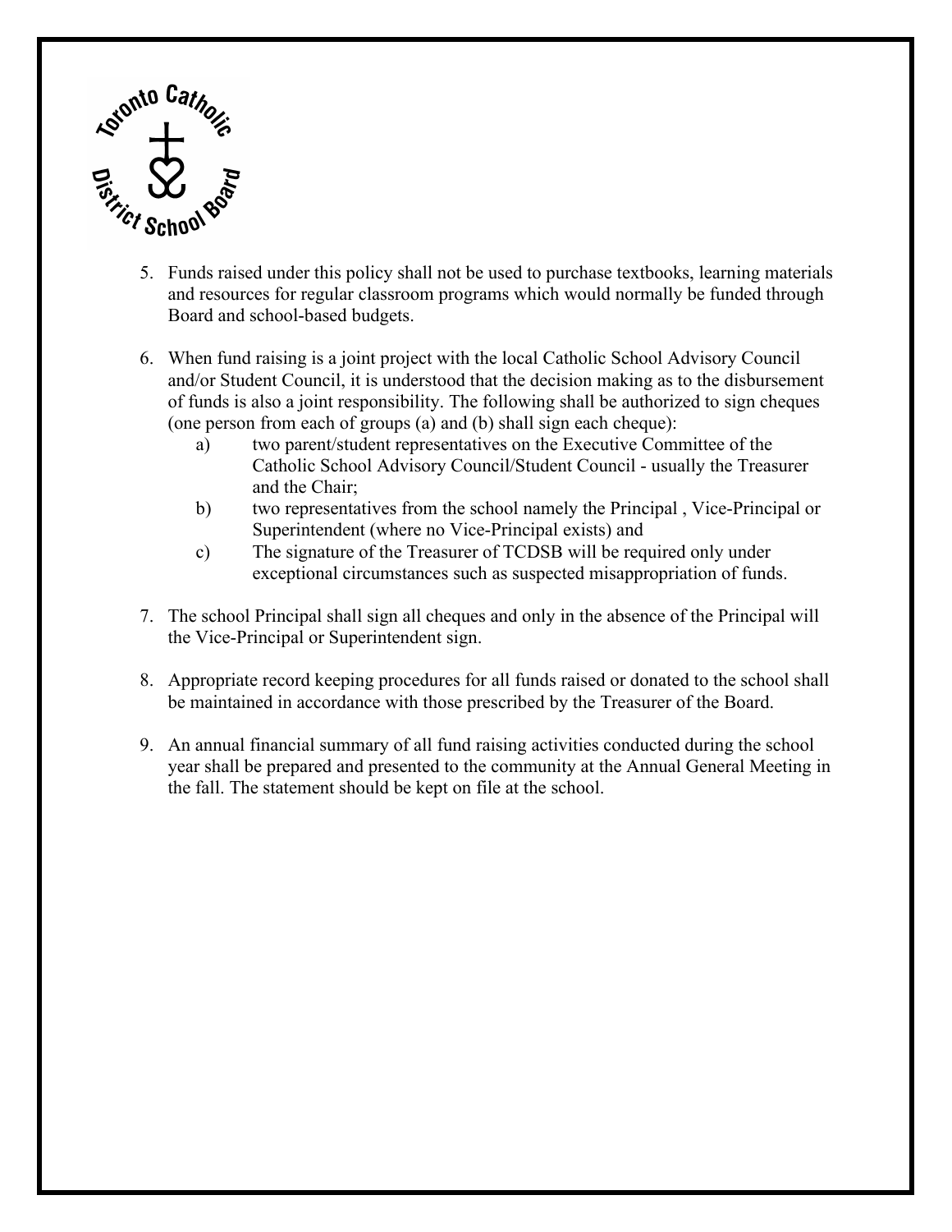5. Funds raised under this policy shall not be used to purchase textbooks, learning materials and resources for regular classroom programs which would normally be funded through Board and school-based budgets.

6. When fund raising is a joint project with the local Catholic School Advisory Council and/or Student Council, it is understood that the decision making as to the disbursement of funds is also a joint responsibility. The following shall be authorized to sign cheques (one person from each of groups (a) and (b) shall sign each cheque):
   a) two parent/student representatives on the Executive Committee of the Catholic School Advisory Council/Student Council - usually the Treasurer and the Chair;
   b) two representatives from the school namely the Principal , Vice-Principal or Superintendent (where no Vice-Principal exists) and
   c) The signature of the Treasurer of TCDSB will be required only under exceptional circumstances such as suspected misappropriation of funds.

7. The school Principal shall sign all cheques and only in the absence of the Principal will the Vice-Principal or Superintendent sign.

8. Appropriate record keeping procedures for all funds raised or donated to the school shall be maintained in accordance with those prescribed by the Treasurer of the Board.

9. An annual financial summary of all fund raising activities conducted during the school year shall be prepared and presented to the community at the Annual General Meeting in the fall. The statement should be kept on file at the school.